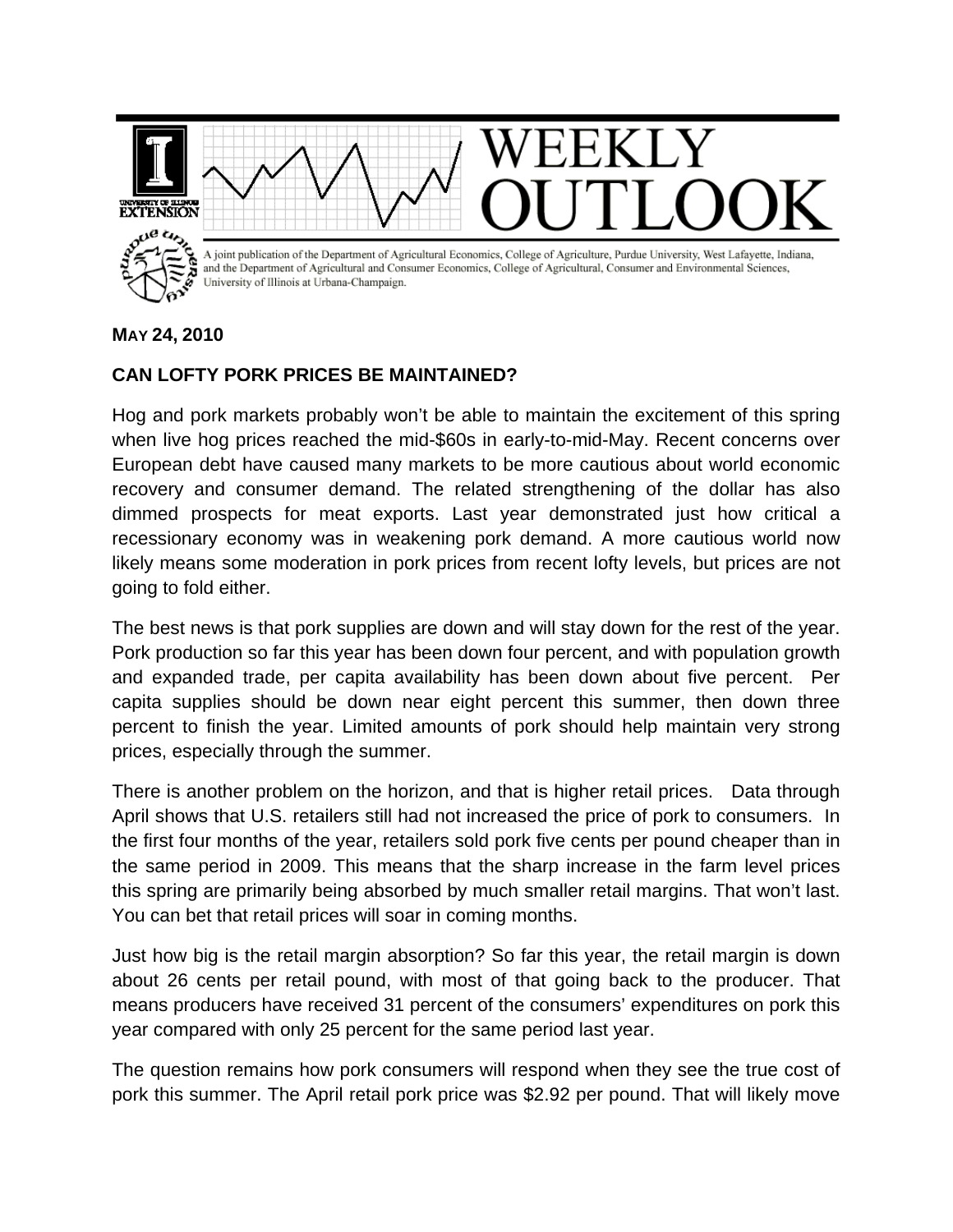# WEEKLY OUTLOOK

A joint publication of the Department of Agricultural Economics, College of Agriculture, Purdue University, West Lafayette, Indiana, and the Department of Agricultural and Consumer Economics, College of Agricultural, Consumer and Environmental Sciences, University of Illinois at Urbana-Champaign.

**MAY 24, 2010**

## CAN LOFTY PORK PRICES BE MAINTAINED?

Hog and pork markets probably won't be able to maintain the excitement of this spring when live hog prices reached the mid-$60s in early-to-mid-May. Recent concerns over European debt have caused many markets to be more cautious about world economic recovery and consumer demand. The related strengthening of the dollar has also dimmed prospects for meat exports. Last year demonstrated just how critical a recessionary economy was in weakening pork demand. A more cautious world now likely means some moderation in pork prices from recent lofty levels, but prices are not going to fold either.

The best news is that pork supplies are down and will stay down for the rest of the year. Pork production so far this year has been down four percent, and with population growth and expanded trade, per capita availability has been down about five percent. Per capita supplies should be down near eight percent this summer, then down three percent to finish the year. Limited amounts of pork should help maintain very strong prices, especially through the summer.

There is another problem on the horizon, and that is higher retail prices. Data through April shows that U.S. retailers still had not increased the price of pork to consumers. In the first four months of the year, retailers sold pork five cents per pound cheaper than in the same period in 2009. This means that the sharp increase in the farm level prices this spring are primarily being absorbed by much smaller retail margins. That won't last. You can bet that retail prices will soar in coming months.

Just how big is the retail margin absorption? So far this year, the retail margin is down about 26 cents per retail pound, with most of that going back to the producer. That means producers have received 31 percent of the consumers' expenditures on pork this year compared with only 25 percent for the same period last year.

The question remains how pork consumers will respond when they see the true cost of pork this summer. The April retail pork price was $2.92 per pound. That will likely move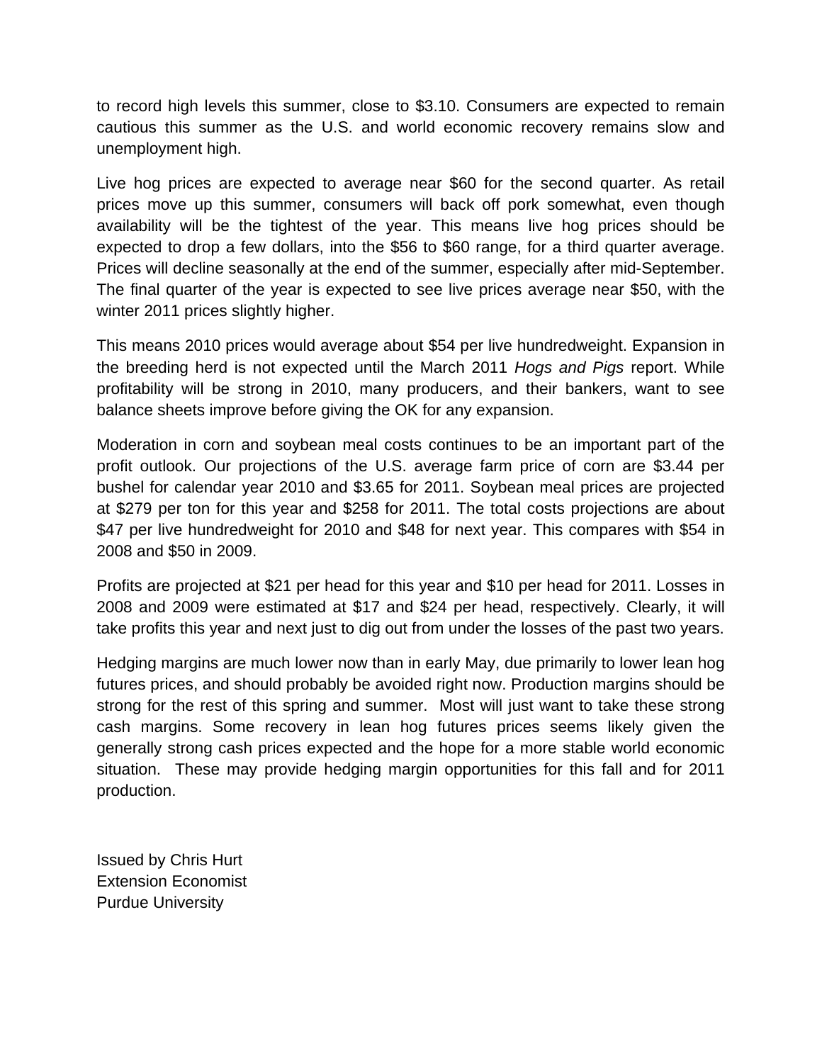to record high levels this summer, close to $3.10. Consumers are expected to remain cautious this summer as the U.S. and world economic recovery remains slow and unemployment high.

Live hog prices are expected to average near $60 for the second quarter. As retail prices move up this summer, consumers will back off pork somewhat, even though availability will be the tightest of the year. This means live hog prices should be expected to drop a few dollars, into the $56 to $60 range, for a third quarter average. Prices will decline seasonally at the end of the summer, especially after mid-September. The final quarter of the year is expected to see live prices average near $50, with the winter 2011 prices slightly higher.

This means 2010 prices would average about $54 per live hundredweight. Expansion in the breeding herd is not expected until the March 2011 *Hogs and Pigs* report. While profitability will be strong in 2010, many producers, and their bankers, want to see balance sheets improve before giving the OK for any expansion.

Moderation in corn and soybean meal costs continues to be an important part of the profit outlook. Our projections of the U.S. average farm price of corn are $3.44 per bushel for calendar year 2010 and $3.65 for 2011. Soybean meal prices are projected at $279 per ton for this year and $258 for 2011. The total costs projections are about $47 per live hundredweight for 2010 and $48 for next year. This compares with $54 in 2008 and $50 in 2009.

Profits are projected at $21 per head for this year and $10 per head for 2011. Losses in 2008 and 2009 were estimated at $17 and $24 per head, respectively. Clearly, it will take profits this year and next just to dig out from under the losses of the past two years.

Hedging margins are much lower now than in early May, due primarily to lower lean hog futures prices, and should probably be avoided right now. Production margins should be strong for the rest of this spring and summer. Most will just want to take these strong cash margins. Some recovery in lean hog futures prices seems likely given the generally strong cash prices expected and the hope for a more stable world economic situation. These may provide hedging margin opportunities for this fall and for 2011 production.

Issued by Chris Hurt  
Extension Economist  
Purdue University